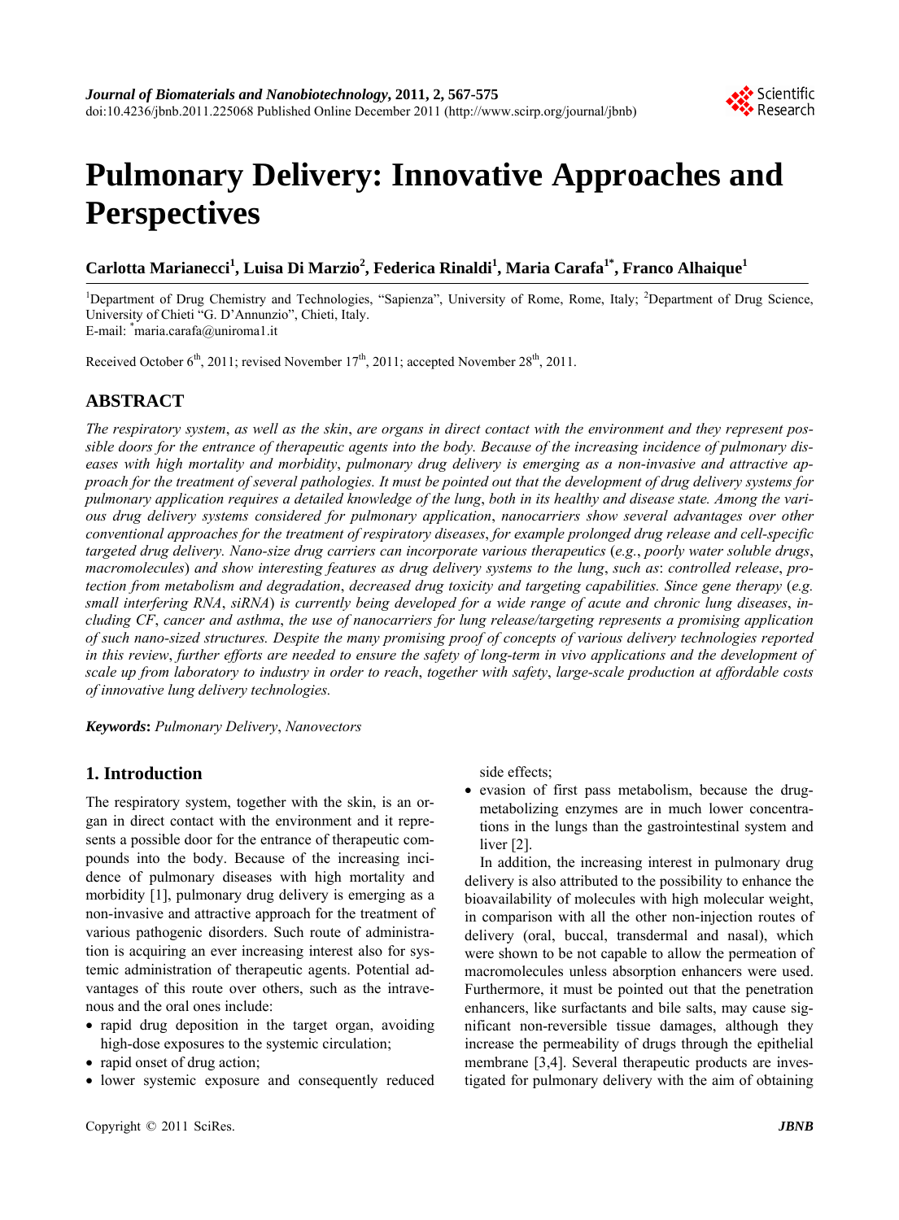# Pulmonary Delivery: Innovative Approaches and Perspectives

**Carlotta Marianecci[1], Luisa Di Marzio[2], Federica Rinaldi[1], Maria Carafa[1*], Franco Alhaique[1]**

[1]Department of Drug Chemistry and Technologies, "Sapienza", University of Rome, Rome, Italy; [2]Department of Drug Science, University of Chieti "G. D'Annunzio", Chieti, Italy.
E-mail: *maria.carafa@uniroma1.it

Received October 6th, 2011; revised November 17th, 2011; accepted November 28th, 2011.

## ABSTRACT

*The respiratory system, as well as the skin, are organs in direct contact with the environment and they represent possible doors for the entrance of therapeutic agents into the body. Because of the increasing incidence of pulmonary diseases with high mortality and morbidity, pulmonary drug delivery is emerging as a non-invasive and attractive approach for the treatment of several pathologies. It must be pointed out that the development of drug delivery systems for pulmonary application requires a detailed knowledge of the lung, both in its healthy and disease state. Among the various drug delivery systems considered for pulmonary application, nanocarriers show several advantages over other conventional approaches for the treatment of respiratory diseases, for example prolonged drug release and cell-specific targeted drug delivery. Nano-size drug carriers can incorporate various therapeutics (e.g., poorly water soluble drugs, macromolecules) and show interesting features as drug delivery systems to the lung, such as: controlled release, protection from metabolism and degradation, decreased drug toxicity and targeting capabilities. Since gene therapy (e.g. small interfering RNA, siRNA) is currently being developed for a wide range of acute and chronic lung diseases, including CF, cancer and asthma, the use of nanocarriers for lung release/targeting represents a promising application of such nano-sized structures. Despite the many promising proof of concepts of various delivery technologies reported in this review, further efforts are needed to ensure the safety of long-term in vivo applications and the development of scale up from laboratory to industry in order to reach, together with safety, large-scale production at affordable costs of innovative lung delivery technologies.*

***Keywords*:** *Pulmonary Delivery*, *Nanovectors*

## 1. Introduction

The respiratory system, together with the skin, is an organ in direct contact with the environment and it represents a possible door for the entrance of therapeutic compounds into the body. Because of the increasing incidence of pulmonary diseases with high mortality and morbidity [1], pulmonary drug delivery is emerging as a non-invasive and attractive approach for the treatment of various pathogenic disorders. Such route of administration is acquiring an ever increasing interest also for systemic administration of therapeutic agents. Potential advantages of this route over others, such as the intravenous and the oral ones include:

- rapid drug deposition in the target organ, avoiding high-dose exposures to the systemic circulation;
- rapid onset of drug action;
- lower systemic exposure and consequently reduced side effects;
- evasion of first pass metabolism, because the drug-metabolizing enzymes are in much lower concentrations in the lungs than the gastrointestinal system and liver [2].

In addition, the increasing interest in pulmonary drug delivery is also attributed to the possibility to enhance the bioavailability of molecules with high molecular weight, in comparison with all the other non-injection routes of delivery (oral, buccal, transdermal and nasal), which were shown to be not capable to allow the permeation of macromolecules unless absorption enhancers were used. Furthermore, it must be pointed out that the penetration enhancers, like surfactants and bile salts, may cause significant non-reversible tissue damages, although they increase the permeability of drugs through the epithelial membrane [3,4]. Several therapeutic products are investigated for pulmonary delivery with the aim of obtaining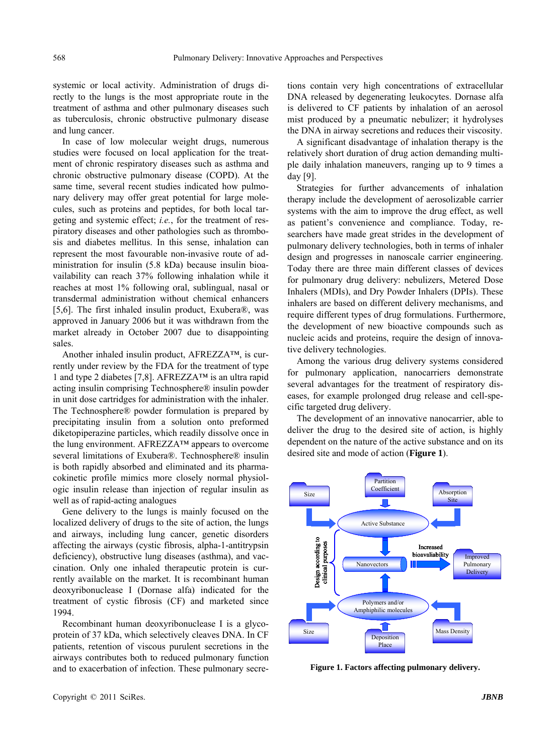systemic or local activity. Administration of drugs directly to the lungs is the most appropriate route in the treatment of asthma and other pulmonary diseases such as tuberculosis, chronic obstructive pulmonary disease and lung cancer.

In case of low molecular weight drugs, numerous studies were focused on local application for the treatment of chronic respiratory diseases such as asthma and chronic obstructive pulmonary disease (COPD). At the same time, several recent studies indicated how pulmonary delivery may offer great potential for large molecules, such as proteins and peptides, for both local targeting and systemic effect; *i.e.*, for the treatment of respiratory diseases and other pathologies such as thrombosis and diabetes mellitus. In this sense, inhalation can represent the most favourable non-invasive route of administration for insulin (5.8 kDa) because insulin bioavailability can reach 37% following inhalation while it reaches at most 1% following oral, sublingual, nasal or transdermal administration without chemical enhancers [5,6]. The first inhaled insulin product, Exubera®, was approved in January 2006 but it was withdrawn from the market already in October 2007 due to disappointing sales.

Another inhaled insulin product, AFREZZA™, is currently under review by the FDA for the treatment of type 1 and type 2 diabetes [7,8]. AFREZZA™ is an ultra rapid acting insulin comprising Technosphere® insulin powder in unit dose cartridges for administration with the inhaler. The Technosphere® powder formulation is prepared by precipitating insulin from a solution onto preformed diketopiperazine particles, which readily dissolve once in the lung environment. AFREZZA™ appears to overcome several limitations of Exubera®. Technosphere® insulin is both rapidly absorbed and eliminated and its pharmacokinetic profile mimics more closely normal physiologic insulin release than injection of regular insulin as well as of rapid-acting analogues

Gene delivery to the lungs is mainly focused on the localized delivery of drugs to the site of action, the lungs and airways, including lung cancer, genetic disorders affecting the airways (cystic fibrosis, alpha-1-antitrypsin deficiency), obstructive lung diseases (asthma), and vaccination. Only one inhaled therapeutic protein is currently available on the market. It is recombinant human deoxyribonuclease I (Dornase alfa) indicated for the treatment of cystic fibrosis (CF) and marketed since 1994.

Recombinant human deoxyribonuclease I is a glycoprotein of 37 kDa, which selectively cleaves DNA. In CF patients, retention of viscous purulent secretions in the airways contributes both to reduced pulmonary function and to exacerbation of infection. These pulmonary secretions contain very high concentrations of extracellular DNA released by degenerating leukocytes. Dornase alfa is delivered to CF patients by inhalation of an aerosol mist produced by a pneumatic nebulizer; it hydrolyses the DNA in airway secretions and reduces their viscosity.

A significant disadvantage of inhalation therapy is the relatively short duration of drug action demanding multiple daily inhalation maneuvers, ranging up to 9 times a day [9].

Strategies for further advancements of inhalation therapy include the development of aerosolizable carrier systems with the aim to improve the drug effect, as well as patient's convenience and compliance. Today, researchers have made great strides in the development of pulmonary delivery technologies, both in terms of inhaler design and progresses in nanoscale carrier engineering. Today there are three main different classes of devices for pulmonary drug delivery: nebulizers, Metered Dose Inhalers (MDIs), and Dry Powder Inhalers (DPIs). These inhalers are based on different delivery mechanisms, and require different types of drug formulations. Furthermore, the development of new bioactive compounds such as nucleic acids and proteins, require the design of innovative delivery technologies.

Among the various drug delivery systems considered for pulmonary application, nanocarriers demonstrate several advantages for the treatment of respiratory diseases, for example prolonged drug release and cell-specific targeted drug delivery.

The development of an innovative nanocarrier, able to deliver the drug to the desired site of action, is highly dependent on the nature of the active substance and on its desired site and mode of action (**Figure 1**).

Size
Partition Coefficient
Absorption Site
Active Substance
Design according to clinical purposes
Nanovectors
Increased bioavaliability
Improved Pulmonary Delivery
Polymers and/or Amphiphilic molecules
Size
Deposition Place
Mass Density

**Figure 1. Factors affecting pulmonary delivery.**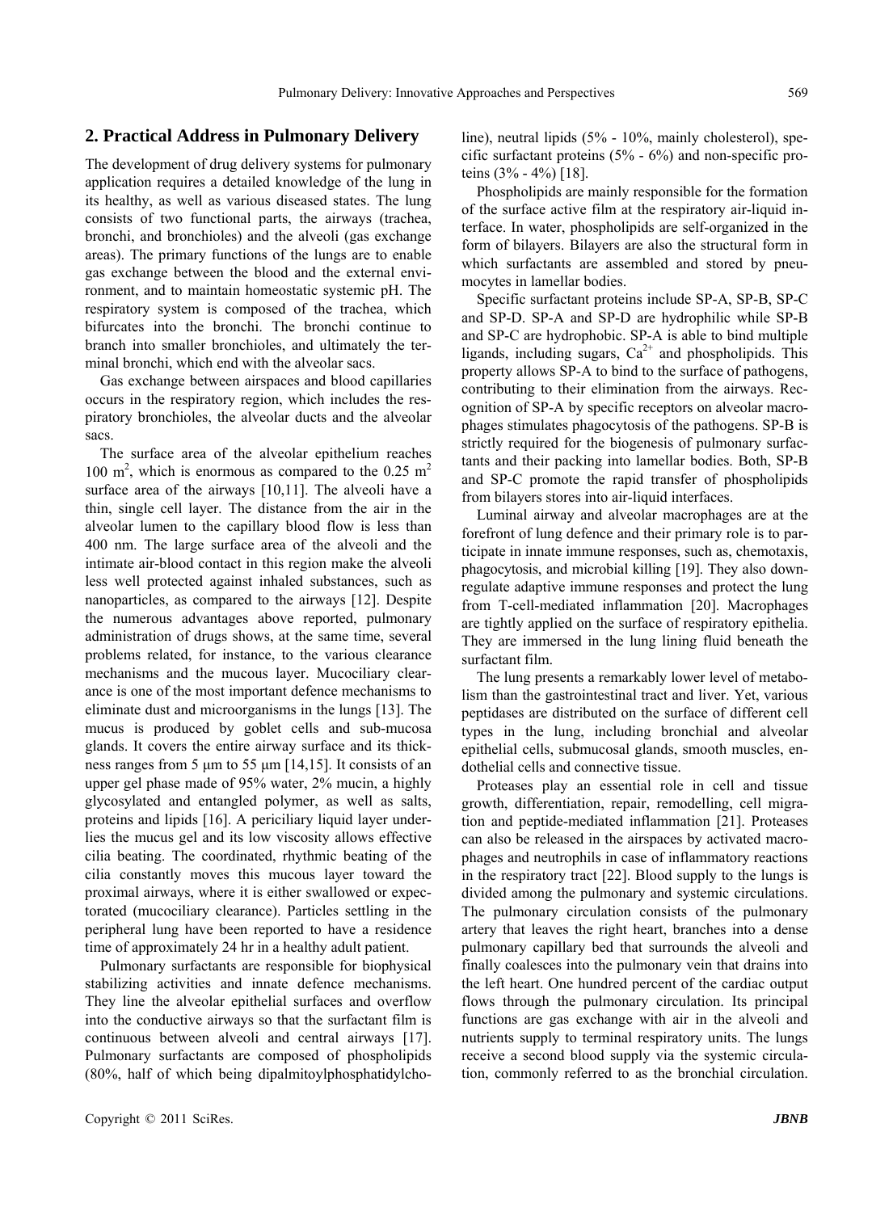## 2. Practical Address in Pulmonary Delivery

The development of drug delivery systems for pulmonary application requires a detailed knowledge of the lung in its healthy, as well as various diseased states. The lung consists of two functional parts, the airways (trachea, bronchi, and bronchioles) and the alveoli (gas exchange areas). The primary functions of the lungs are to enable gas exchange between the blood and the external environment, and to maintain homeostatic systemic pH. The respiratory system is composed of the trachea, which bifurcates into the bronchi. The bronchi continue to branch into smaller bronchioles, and ultimately the terminal bronchi, which end with the alveolar sacs.

Gas exchange between airspaces and blood capillaries occurs in the respiratory region, which includes the respiratory bronchioles, the alveolar ducts and the alveolar sacs.

The surface area of the alveolar epithelium reaches 100 $m^2$, which is enormous as compared to the 0.25 $m^2$ surface area of the airways [10,11]. The alveoli have a thin, single cell layer. The distance from the air in the alveolar lumen to the capillary blood flow is less than 400 nm. The large surface area of the alveoli and the intimate air-blood contact in this region make the alveoli less well protected against inhaled substances, such as nanoparticles, as compared to the airways [12]. Despite the numerous advantages above reported, pulmonary administration of drugs shows, at the same time, several problems related, for instance, to the various clearance mechanisms and the mucous layer. Mucociliary clearance is one of the most important defence mechanisms to eliminate dust and microorganisms in the lungs [13]. The mucus is produced by goblet cells and sub-mucosa glands. It covers the entire airway surface and its thickness ranges from 5 μm to 55 μm [14,15]. It consists of an upper gel phase made of 95% water, 2% mucin, a highly glycosylated and entangled polymer, as well as salts, proteins and lipids [16]. A periciliary liquid layer underlies the mucus gel and its low viscosity allows effective cilia beating. The coordinated, rhythmic beating of the cilia constantly moves this mucous layer toward the proximal airways, where it is either swallowed or expectorated (mucociliary clearance). Particles settling in the peripheral lung have been reported to have a residence time of approximately 24 hr in a healthy adult patient.

Pulmonary surfactants are responsible for biophysical stabilizing activities and innate defence mechanisms. They line the alveolar epithelial surfaces and overflow into the conductive airways so that the surfactant film is continuous between alveoli and central airways [17]. Pulmonary surfactants are composed of phospholipids (80%, half of which being dipalmitoylphosphatidylcholine), neutral lipids (5% - 10%, mainly cholesterol), specific surfactant proteins (5% - 6%) and non-specific proteins (3% - 4%) [18].

Phospholipids are mainly responsible for the formation of the surface active film at the respiratory air-liquid interface. In water, phospholipids are self-organized in the form of bilayers. Bilayers are also the structural form in which surfactants are assembled and stored by pneumocytes in lamellar bodies.

Specific surfactant proteins include SP-A, SP-B, SP-C and SP-D. SP-A and SP-D are hydrophilic while SP-B and SP-C are hydrophobic. SP-A is able to bind multiple ligands, including sugars, $Ca^{2+}$ and phospholipids. This property allows SP-A to bind to the surface of pathogens, contributing to their elimination from the airways. Recognition of SP-A by specific receptors on alveolar macrophages stimulates phagocytosis of the pathogens. SP-B is strictly required for the biogenesis of pulmonary surfactants and their packing into lamellar bodies. Both, SP-B and SP-C promote the rapid transfer of phospholipids from bilayers stores into air-liquid interfaces.

Luminal airway and alveolar macrophages are at the forefront of lung defence and their primary role is to participate in innate immune responses, such as, chemotaxis, phagocytosis, and microbial killing [19]. They also downregulate adaptive immune responses and protect the lung from T-cell-mediated inflammation [20]. Macrophages are tightly applied on the surface of respiratory epithelia. They are immersed in the lung lining fluid beneath the surfactant film.

The lung presents a remarkably lower level of metabolism than the gastrointestinal tract and liver. Yet, various peptidases are distributed on the surface of different cell types in the lung, including bronchial and alveolar epithelial cells, submucosal glands, smooth muscles, endothelial cells and connective tissue.

Proteases play an essential role in cell and tissue growth, differentiation, repair, remodelling, cell migration and peptide-mediated inflammation [21]. Proteases can also be released in the airspaces by activated macrophages and neutrophils in case of inflammatory reactions in the respiratory tract [22]. Blood supply to the lungs is divided among the pulmonary and systemic circulations. The pulmonary circulation consists of the pulmonary artery that leaves the right heart, branches into a dense pulmonary capillary bed that surrounds the alveoli and finally coalesces into the pulmonary vein that drains into the left heart. One hundred percent of the cardiac output flows through the pulmonary circulation. Its principal functions are gas exchange with air in the alveoli and nutrients supply to terminal respiratory units. The lungs receive a second blood supply via the systemic circulation, commonly referred to as the bronchial circulation.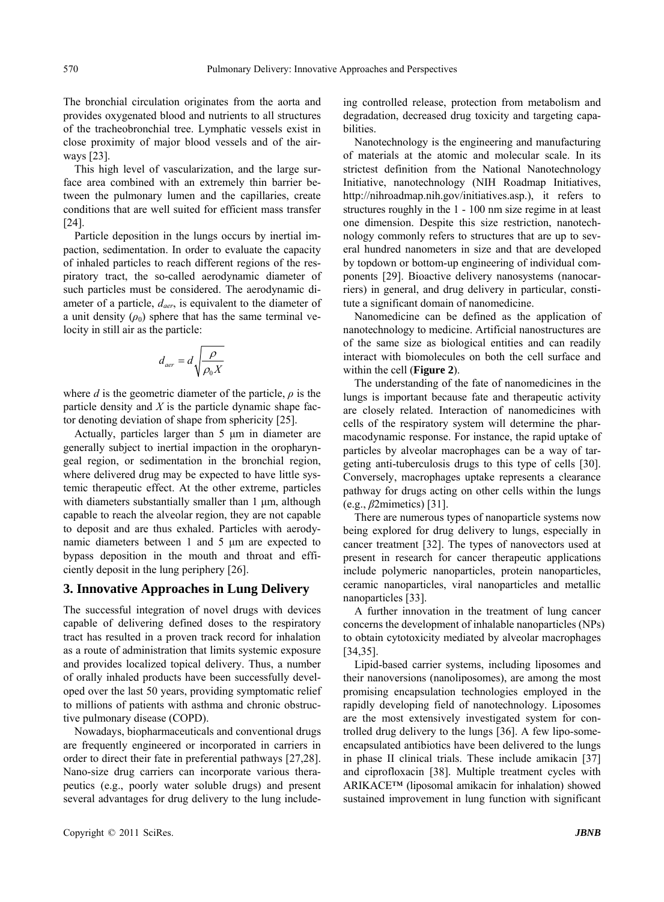The bronchial circulation originates from the aorta and provides oxygenated blood and nutrients to all structures of the tracheobronchial tree. Lymphatic vessels exist in close proximity of major blood vessels and of the airways [23].

This high level of vascularization, and the large surface area combined with an extremely thin barrier between the pulmonary lumen and the capillaries, create conditions that are well suited for efficient mass transfer [24].

Particle deposition in the lungs occurs by inertial impaction, sedimentation. In order to evaluate the capacity of inhaled particles to reach different regions of the respiratory tract, the so-called aerodynamic diameter of such particles must be considered. The aerodynamic diameter of a particle, $d_{aer}$, is equivalent to the diameter of a unit density ($\rho_0$) sphere that has the same terminal velocity in still air as the particle:

$$d_{aer} = d\sqrt{\frac{\rho}{\rho_0 X}}$$

where $d$ is the geometric diameter of the particle, $\rho$ is the particle density and $X$ is the particle dynamic shape factor denoting deviation of shape from sphericity [25].

Actually, particles larger than 5 μm in diameter are generally subject to inertial impaction in the oropharyngeal region, or sedimentation in the bronchial region, where delivered drug may be expected to have little systemic therapeutic effect. At the other extreme, particles with diameters substantially smaller than 1 μm, although capable to reach the alveolar region, they are not capable to deposit and are thus exhaled. Particles with aerodynamic diameters between 1 and 5 μm are expected to bypass deposition in the mouth and throat and efficiently deposit in the lung periphery [26].

## 3. Innovative Approaches in Lung Delivery

The successful integration of novel drugs with devices capable of delivering defined doses to the respiratory tract has resulted in a proven track record for inhalation as a route of administration that limits systemic exposure and provides localized topical delivery. Thus, a number of orally inhaled products have been successfully developed over the last 50 years, providing symptomatic relief to millions of patients with asthma and chronic obstructive pulmonary disease (COPD).

Nowadays, biopharmaceuticals and conventional drugs are frequently engineered or incorporated in carriers in order to direct their fate in preferential pathways [27,28]. Nano-size drug carriers can incorporate various therapeutics (e.g., poorly water soluble drugs) and present several advantages for drug delivery to the lung including controlled release, protection from metabolism and degradation, decreased drug toxicity and targeting capabilities.

Nanotechnology is the engineering and manufacturing of materials at the atomic and molecular scale. In its strictest definition from the National Nanotechnology Initiative, nanotechnology (NIH Roadmap Initiatives, http://nihroadmap.nih.gov/initiatives.asp.), it refers to structures roughly in the 1 - 100 nm size regime in at least one dimension. Despite this size restriction, nanotechnology commonly refers to structures that are up to several hundred nanometers in size and that are developed by topdown or bottom-up engineering of individual components [29]. Bioactive delivery nanosystems (nanocarriers) in general, and drug delivery in particular, constitute a significant domain of nanomedicine.

Nanomedicine can be defined as the application of nanotechnology to medicine. Artificial nanostructures are of the same size as biological entities and can readily interact with biomolecules on both the cell surface and within the cell (**Figure 2**).

The understanding of the fate of nanomedicines in the lungs is important because fate and therapeutic activity are closely related. Interaction of nanomedicines with cells of the respiratory system will determine the pharmacodynamic response. For instance, the rapid uptake of particles by alveolar macrophages can be a way of targeting anti-tuberculosis drugs to this type of cells [30]. Conversely, macrophages uptake represents a clearance pathway for drugs acting on other cells within the lungs (e.g., $\beta$2mimetics) [31].

There are numerous types of nanoparticle systems now being explored for drug delivery to lungs, especially in cancer treatment [32]. The types of nanovectors used at present in research for cancer therapeutic applications include polymeric nanoparticles, protein nanoparticles, ceramic nanoparticles, viral nanoparticles and metallic nanoparticles [33].

A further innovation in the treatment of lung cancer concerns the development of inhalable nanoparticles (NPs) to obtain cytotoxicity mediated by alveolar macrophages [34,35].

Lipid-based carrier systems, including liposomes and their nanoversions (nanoliposomes), are among the most promising encapsulation technologies employed in the rapidly developing field of nanotechnology. Liposomes are the most extensively investigated system for controlled drug delivery to the lungs [36]. A few lipo-some-encapsulated antibiotics have been delivered to the lungs in phase II clinical trials. These include amikacin [37] and ciprofloxacin [38]. Multiple treatment cycles with ARIKACE™ (liposomal amikacin for inhalation) showed sustained improvement in lung function with significant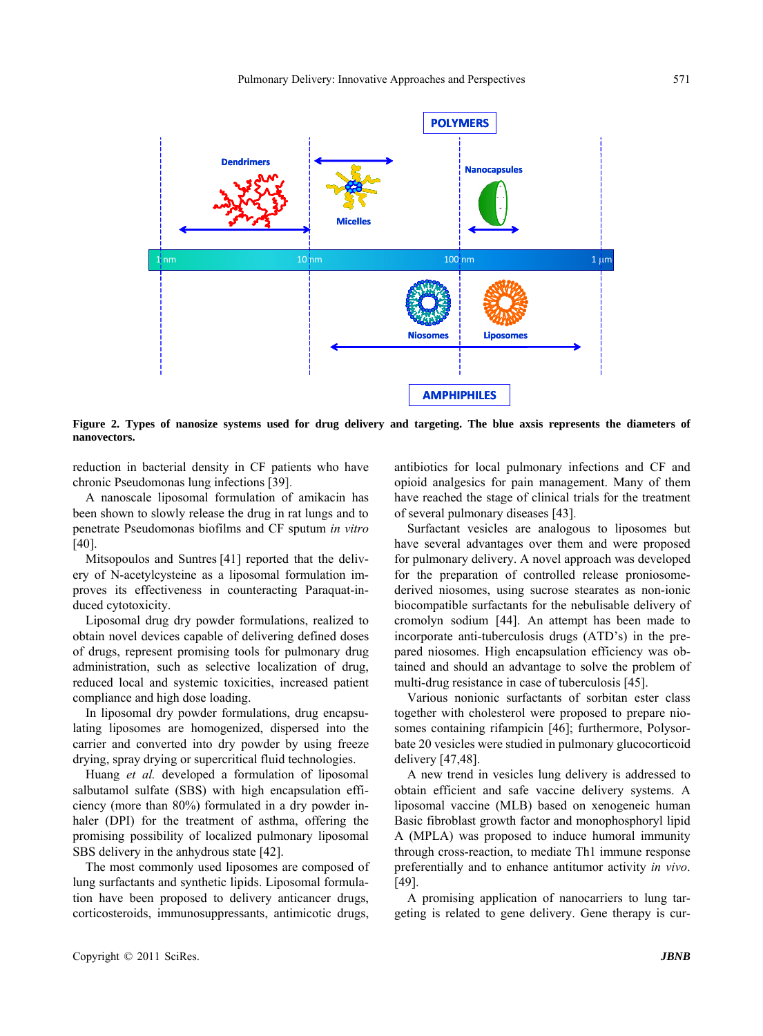**Figure 2. Types of nanosize systems used for drug delivery and targeting. The blue axsis represents the diameters of nanovectors.**

reduction in bacterial density in CF patients who have chronic Pseudomonas lung infections [39].

A nanoscale liposomal formulation of amikacin has been shown to slowly release the drug in rat lungs and to penetrate Pseudomonas biofilms and CF sputum *in vitro* [40].

Mitsopoulos and Suntres [41] reported that the delivery of N-acetylcysteine as a liposomal formulation improves its effectiveness in counteracting Paraquat-induced cytotoxicity.

Liposomal drug dry powder formulations, realized to obtain novel devices capable of delivering defined doses of drugs, represent promising tools for pulmonary drug administration, such as selective localization of drug, reduced local and systemic toxicities, increased patient compliance and high dose loading.

In liposomal dry powder formulations, drug encapsulating liposomes are homogenized, dispersed into the carrier and converted into dry powder by using freeze drying, spray drying or supercritical fluid technologies.

Huang *et al.* developed a formulation of liposomal salbutamol sulfate (SBS) with high encapsulation efficiency (more than 80%) formulated in a dry powder inhaler (DPI) for the treatment of asthma, offering the promising possibility of localized pulmonary liposomal SBS delivery in the anhydrous state [42].

The most commonly used liposomes are composed of lung surfactants and synthetic lipids. Liposomal formulation have been proposed to delivery anticancer drugs, corticosteroids, immunosuppressants, antimicotic drugs, antibiotics for local pulmonary infections and CF and opioid analgesics for pain management. Many of them have reached the stage of clinical trials for the treatment of several pulmonary diseases [43].

Surfactant vesicles are analogous to liposomes but have several advantages over them and were proposed for pulmonary delivery. A novel approach was developed for the preparation of controlled release proniosome-derived niosomes, using sucrose stearates as non-ionic biocompatible surfactants for the nebulisable delivery of cromolyn sodium [44]. An attempt has been made to incorporate anti-tuberculosis drugs (ATD's) in the prepared niosomes. High encapsulation efficiency was obtained and should an advantage to solve the problem of multi-drug resistance in case of tuberculosis [45].

Various nonionic surfactants of sorbitan ester class together with cholesterol were proposed to prepare niosomes containing rifampicin [46]; furthermore, Polysorbate 20 vesicles were studied in pulmonary glucocorticoid delivery [47,48].

A new trend in vesicles lung delivery is addressed to obtain efficient and safe vaccine delivery systems. A liposomal vaccine (MLB) based on xenogeneic human Basic fibroblast growth factor and monophosphoryl lipid A (MPLA) was proposed to induce humoral immunity through cross-reaction, to mediate Th1 immune response preferentially and to enhance antitumor activity *in vivo*. [49].

A promising application of nanocarriers to lung targeting is related to gene delivery. Gene therapy is cur-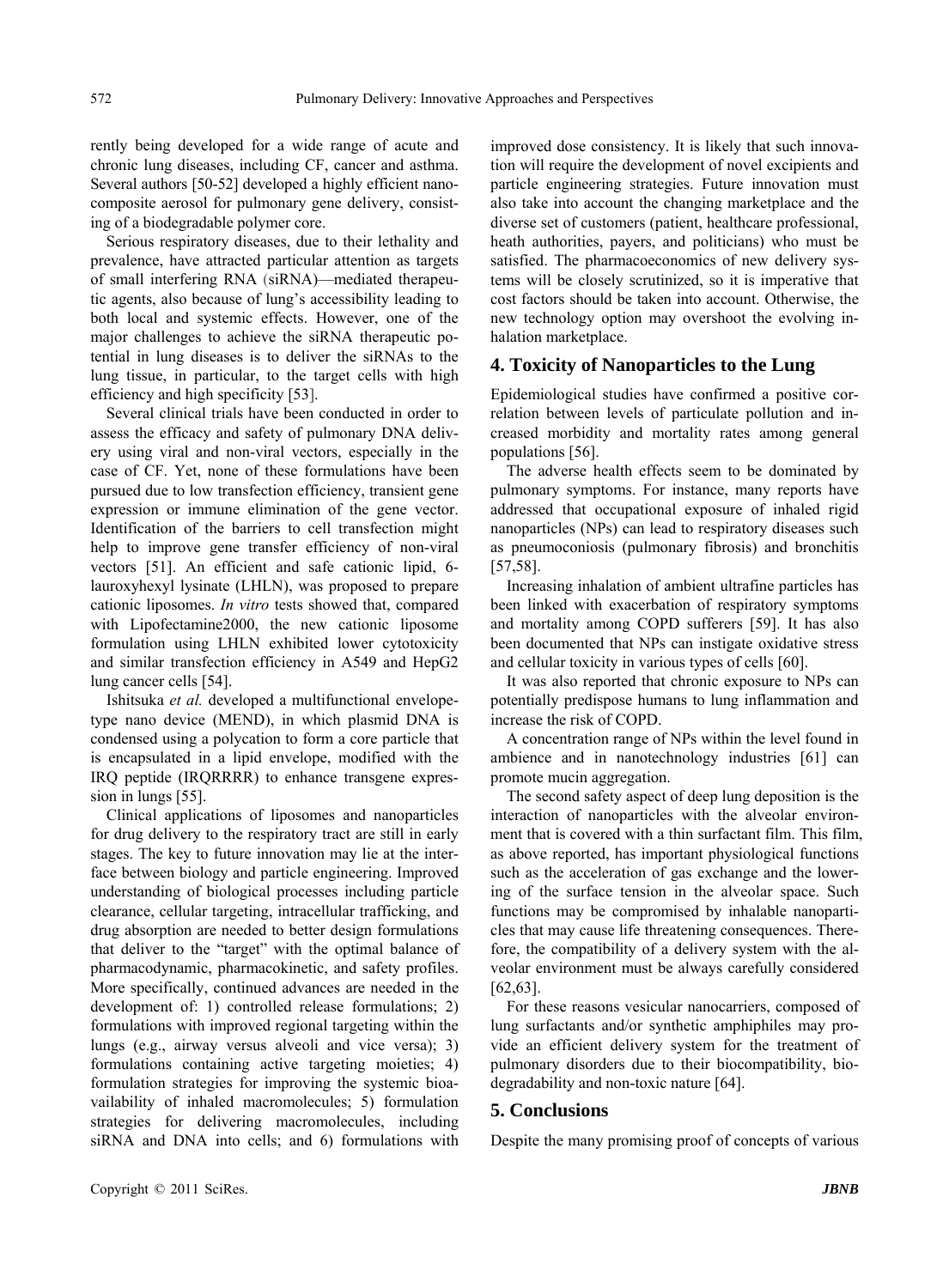rently being developed for a wide range of acute and chronic lung diseases, including CF, cancer and asthma. Several authors [50-52] developed a highly efficient nanocomposite aerosol for pulmonary gene delivery, consisting of a biodegradable polymer core.

Serious respiratory diseases, due to their lethality and prevalence, have attracted particular attention as targets of small interfering RNA (siRNA)—mediated therapeutic agents, also because of lung's accessibility leading to both local and systemic effects. However, one of the major challenges to achieve the siRNA therapeutic potential in lung diseases is to deliver the siRNAs to the lung tissue, in particular, to the target cells with high efficiency and high specificity [53].

Several clinical trials have been conducted in order to assess the efficacy and safety of pulmonary DNA delivery using viral and non-viral vectors, especially in the case of CF. Yet, none of these formulations have been pursued due to low transfection efficiency, transient gene expression or immune elimination of the gene vector. Identification of the barriers to cell transfection might help to improve gene transfer efficiency of non-viral vectors [51]. An efficient and safe cationic lipid, 6-lauroxyhexyl lysinate (LHLN), was proposed to prepare cationic liposomes. *In vitro* tests showed that, compared with Lipofectamine2000, the new cationic liposome formulation using LHLN exhibited lower cytotoxicity and similar transfection efficiency in A549 and HepG2 lung cancer cells [54].

Ishitsuka *et al.* developed a multifunctional envelope-type nano device (MEND), in which plasmid DNA is condensed using a polycation to form a core particle that is encapsulated in a lipid envelope, modified with the IRQ peptide (IRQRRRR) to enhance transgene expression in lungs [55].

Clinical applications of liposomes and nanoparticles for drug delivery to the respiratory tract are still in early stages. The key to future innovation may lie at the interface between biology and particle engineering. Improved understanding of biological processes including particle clearance, cellular targeting, intracellular trafficking, and drug absorption are needed to better design formulations that deliver to the "target" with the optimal balance of pharmacodynamic, pharmacokinetic, and safety profiles. More specifically, continued advances are needed in the development of: 1) controlled release formulations; 2) formulations with improved regional targeting within the lungs (e.g., airway versus alveoli and vice versa); 3) formulations containing active targeting moieties; 4) formulation strategies for improving the systemic bioavailability of inhaled macromolecules; 5) formulation strategies for delivering macromolecules, including siRNA and DNA into cells; and 6) formulations with improved dose consistency. It is likely that such innovation will require the development of novel excipients and particle engineering strategies. Future innovation must also take into account the changing marketplace and the diverse set of customers (patient, healthcare professional, heath authorities, payers, and politicians) who must be satisfied. The pharmacoeconomics of new delivery systems will be closely scrutinized, so it is imperative that cost factors should be taken into account. Otherwise, the new technology option may overshoot the evolving inhalation marketplace.

## 4. Toxicity of Nanoparticles to the Lung

Epidemiological studies have confirmed a positive correlation between levels of particulate pollution and increased morbidity and mortality rates among general populations [56].

The adverse health effects seem to be dominated by pulmonary symptoms. For instance, many reports have addressed that occupational exposure of inhaled rigid nanoparticles (NPs) can lead to respiratory diseases such as pneumoconiosis (pulmonary fibrosis) and bronchitis [57,58].

Increasing inhalation of ambient ultrafine particles has been linked with exacerbation of respiratory symptoms and mortality among COPD sufferers [59]. It has also been documented that NPs can instigate oxidative stress and cellular toxicity in various types of cells [60].

It was also reported that chronic exposure to NPs can potentially predispose humans to lung inflammation and increase the risk of COPD.

A concentration range of NPs within the level found in ambience and in nanotechnology industries [61] can promote mucin aggregation.

The second safety aspect of deep lung deposition is the interaction of nanoparticles with the alveolar environment that is covered with a thin surfactant film. This film, as above reported, has important physiological functions such as the acceleration of gas exchange and the lowering of the surface tension in the alveolar space. Such functions may be compromised by inhalable nanoparticles that may cause life threatening consequences. Therefore, the compatibility of a delivery system with the alveolar environment must be always carefully considered [62,63].

For these reasons vesicular nanocarriers, composed of lung surfactants and/or synthetic amphiphiles may provide an efficient delivery system for the treatment of pulmonary disorders due to their biocompatibility, biodegradability and non-toxic nature [64].

## 5. Conclusions

Despite the many promising proof of concepts of various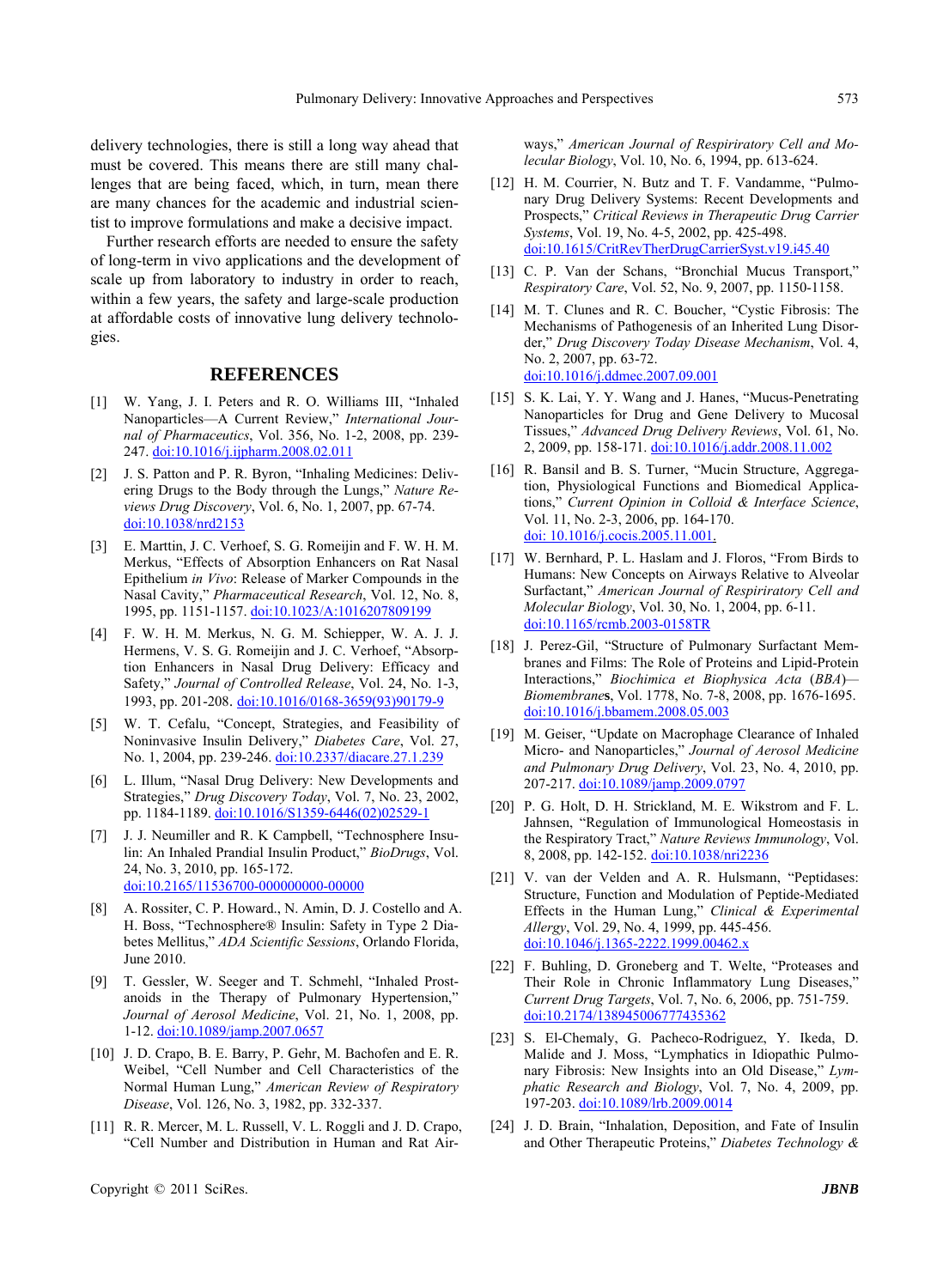delivery technologies, there is still a long way ahead that must be covered. This means there are still many challenges that are being faced, which, in turn, mean there are many chances for the academic and industrial scientist to improve formulations and make a decisive impact.

Further research efforts are needed to ensure the safety of long-term in vivo applications and the development of scale up from laboratory to industry in order to reach, within a few years, the safety and large-scale production at affordable costs of innovative lung delivery technologies.

## REFERENCES

[1] W. Yang, J. I. Peters and R. O. Williams III, "Inhaled Nanoparticles—A Current Review," *International Journal of Pharmaceutics*, Vol. 356, No. 1-2, 2008, pp. 239-247. doi:10.1016/j.ijpharm.2008.02.011

[2] J. S. Patton and P. R. Byron, "Inhaling Medicines: Delivering Drugs to the Body through the Lungs," *Nature Reviews Drug Discovery*, Vol. 6, No. 1, 2007, pp. 67-74. doi:10.1038/nrd2153

[3] E. Marttin, J. C. Verhoef, S. G. Romeijin and F. W. H. M. Merkus, "Effects of Absorption Enhancers on Rat Nasal Epithelium *in Vivo*: Release of Marker Compounds in the Nasal Cavity," *Pharmaceutical Research*, Vol. 12, No. 8, 1995, pp. 1151-1157. doi:10.1023/A:1016207809199

[4] F. W. H. M. Merkus, N. G. M. Schiepper, W. A. J. J. Hermens, S. G. Romeijin and J. C. Verhoef, "Absorption Enhancers in Nasal Drug Delivery: Efficacy and Safety," *Journal of Controlled Release*, Vol. 24, No. 1-3, 1993, pp. 201-208. doi:10.1016/0168-3659(93)90179-9

[5] W. T. Cefalu, "Concept, Strategies, and Feasibility of Noninvasive Insulin Delivery," *Diabetes Care*, Vol. 27, No. 1, 2004, pp. 239-246. doi:10.2337/diacare.27.1.239

[6] L. Illum, "Nasal Drug Delivery: New Developments and Strategies," *Drug Discovery Today*, Vol. 7, No. 23, 2002, pp. 1184-1189. doi:10.1016/S1359-6446(02)02529-1

[7] J. J. Neumiller and R. K Campbell, "Technosphere Insulin: An Inhaled Prandial Insulin Product," *BioDrugs*, Vol. 24, No. 3, 2010, pp. 165-172. doi:10.2165/11536700-000000000-00000

[8] A. Rossiter, C. P. Howard., N. Amin, D. J. Costello and A. H. Boss, "Technosphere® Insulin: Safety in Type 2 Diabetes Mellitus," *ADA Scientific Sessions*, Orlando Florida, June 2010.

[9] T. Gessler, W. Seeger and T. Schmehl, "Inhaled Prostanoids in the Therapy of Pulmonary Hypertension," *Journal of Aerosol Medicine*, Vol. 21, No. 1, 2008, pp. 1-12. doi:10.1089/jamp.2007.0657

[10] J. D. Crapo, B. E. Barry, P. Gehr, M. Bachofen and E. R. Weibel, "Cell Number and Cell Characteristics of the Normal Human Lung," *American Review of Respiratory Disease*, Vol. 126, No. 3, 1982, pp. 332-337.

[11] R. R. Mercer, M. L. Russell, V. L. Roggli and J. D. Crapo, "Cell Number and Distribution in Human and Rat Airways," *American Journal of Respiriratory Cell and Molecular Biology*, Vol. 10, No. 6, 1994, pp. 613-624.

[12] H. M. Courrier, N. Butz and T. F. Vandamme, "Pulmonary Drug Delivery Systems: Recent Developments and Prospects," *Critical Reviews in Therapeutic Drug Carrier Systems*, Vol. 19, No. 4-5, 2002, pp. 425-498. doi:10.1615/CritRevTherDrugCarrierSyst.v19.i45.40

[13] C. P. Van der Schans, "Bronchial Mucus Transport," *Respiratory Care*, Vol. 52, No. 9, 2007, pp. 1150-1158.

[14] M. T. Clunes and R. C. Boucher, "Cystic Fibrosis: The Mechanisms of Pathogenesis of an Inherited Lung Disorder," *Drug Discovery Today Disease Mechanism*, Vol. 4, No. 2, 2007, pp. 63-72. doi:10.1016/j.ddmec.2007.09.001

[15] S. K. Lai, Y. Y. Wang and J. Hanes, "Mucus-Penetrating Nanoparticles for Drug and Gene Delivery to Mucosal Tissues," *Advanced Drug Delivery Reviews*, Vol. 61, No. 2, 2009, pp. 158-171. doi:10.1016/j.addr.2008.11.002

[16] R. Bansil and B. S. Turner, "Mucin Structure, Aggregation, Physiological Functions and Biomedical Applications," *Current Opinion in Colloid & Interface Science*, Vol. 11, No. 2-3, 2006, pp. 164-170. doi: 10.1016/j.cocis.2005.11.001.

[17] W. Bernhard, P. L. Haslam and J. Floros, "From Birds to Humans: New Concepts on Airways Relative to Alveolar Surfactant," *American Journal of Respiriratory Cell and Molecular Biology*, Vol. 30, No. 1, 2004, pp. 6-11. doi:10.1165/rcmb.2003-0158TR

[18] J. Perez-Gil, "Structure of Pulmonary Surfactant Membranes and Films: The Role of Proteins and Lipid-Protein Interactions," *Biochimica et Biophysica Acta* (*BBA*)—*Biomembranes*, Vol. 1778, No. 7-8, 2008, pp. 1676-1695. doi:10.1016/j.bbamem.2008.05.003

[19] M. Geiser, "Update on Macrophage Clearance of Inhaled Micro- and Nanoparticles," *Journal of Aerosol Medicine and Pulmonary Drug Delivery*, Vol. 23, No. 4, 2010, pp. 207-217. doi:10.1089/jamp.2009.0797

[20] P. G. Holt, D. H. Strickland, M. E. Wikstrom and F. L. Jahnsen, "Regulation of Immunological Homeostasis in the Respiratory Tract," *Nature Reviews Immunology*, Vol. 8, 2008, pp. 142-152. doi:10.1038/nri2236

[21] V. van der Velden and A. R. Hulsmann, "Peptidases: Structure, Function and Modulation of Peptide-Mediated Effects in the Human Lung," *Clinical & Experimental Allergy*, Vol. 29, No. 4, 1999, pp. 445-456. doi:10.1046/j.1365-2222.1999.00462.x

[22] F. Buhling, D. Groneberg and T. Welte, "Proteases and Their Role in Chronic Inflammatory Lung Diseases," *Current Drug Targets*, Vol. 7, No. 6, 2006, pp. 751-759. doi:10.2174/138945006777435362

[23] S. El-Chemaly, G. Pacheco-Rodriguez, Y. Ikeda, D. Malide and J. Moss, "Lymphatics in Idiopathic Pulmonary Fibrosis: New Insights into an Old Disease," *Lymphatic Research and Biology*, Vol. 7, No. 4, 2009, pp. 197-203. doi:10.1089/lrb.2009.0014

[24] J. D. Brain, "Inhalation, Deposition, and Fate of Insulin and Other Therapeutic Proteins," *Diabetes Technology &*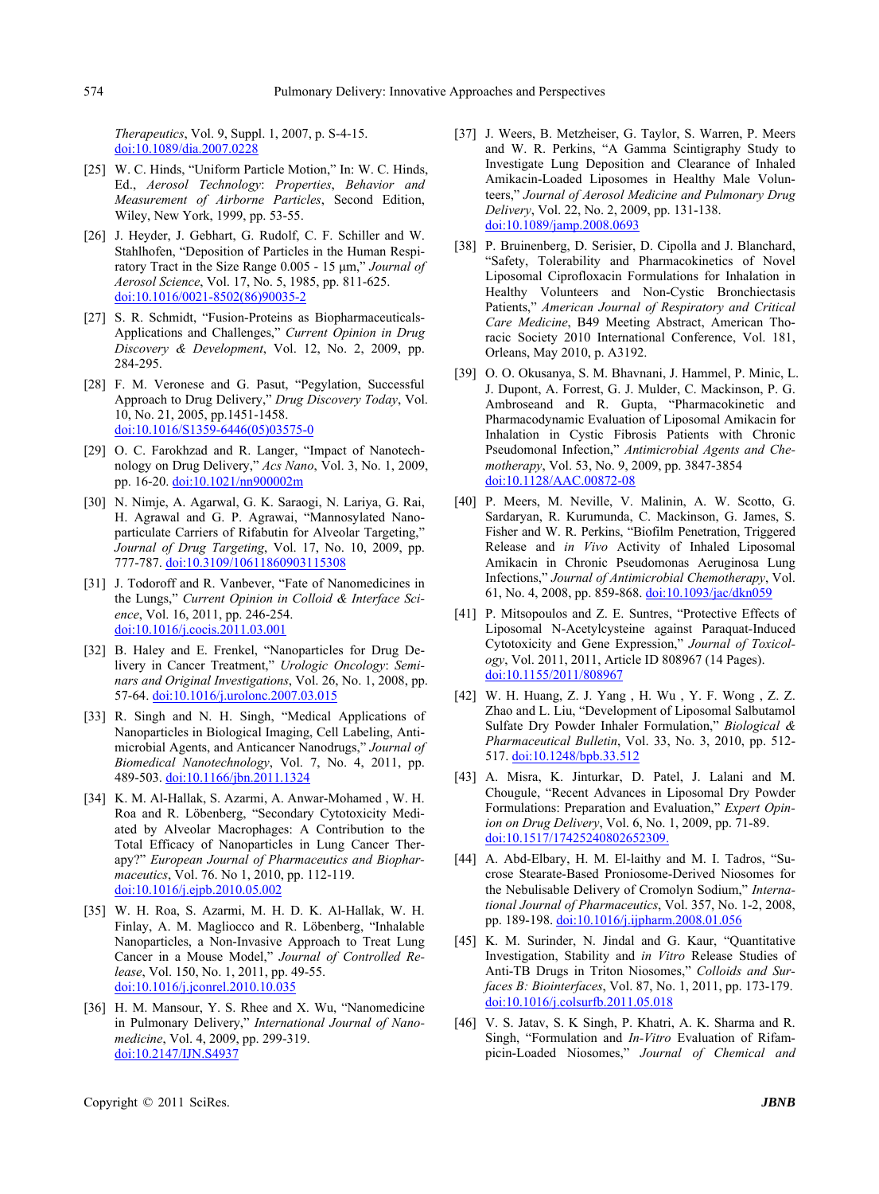*Therapeutics*, Vol. 9, Suppl. 1, 2007, p. S-4-15. doi:10.1089/dia.2007.0228

[25] W. C. Hinds, "Uniform Particle Motion," In: W. C. Hinds, Ed., *Aerosol Technology*: *Properties*, *Behavior and Measurement of Airborne Particles*, Second Edition, Wiley, New York, 1999, pp. 53-55.

[26] J. Heyder, J. Gebhart, G. Rudolf, C. F. Schiller and W. Stahlhofen, "Deposition of Particles in the Human Respiratory Tract in the Size Range 0.005 - 15 µm," *Journal of Aerosol Science*, Vol. 17, No. 5, 1985, pp. 811-625. doi:10.1016/0021-8502(86)90035-2

[27] S. R. Schmidt, "Fusion-Proteins as Biopharmaceuticals-Applications and Challenges," *Current Opinion in Drug Discovery & Development*, Vol. 12, No. 2, 2009, pp. 284-295.

[28] F. M. Veronese and G. Pasut, "Pegylation, Successful Approach to Drug Delivery," *Drug Discovery Today*, Vol. 10, No. 21, 2005, pp.1451-1458. doi:10.1016/S1359-6446(05)03575-0

[29] O. C. Farokhzad and R. Langer, "Impact of Nanotechnology on Drug Delivery," *Acs Nano*, Vol. 3, No. 1, 2009, pp. 16-20. doi:10.1021/nn900002m

[30] N. Nimje, A. Agarwal, G. K. Saraogi, N. Lariya, G. Rai, H. Agrawal and G. P. Agrawai, "Mannosylated Nanoparticulate Carriers of Rifabutin for Alveolar Targeting," *Journal of Drug Targeting*, Vol. 17, No. 10, 2009, pp. 777-787. doi:10.3109/10611860903115308

[31] J. Todoroff and R. Vanbever, "Fate of Nanomedicines in the Lungs," *Current Opinion in Colloid & Interface Science*, Vol. 16, 2011, pp. 246-254. doi:10.1016/j.cocis.2011.03.001

[32] B. Haley and E. Frenkel, "Nanoparticles for Drug Delivery in Cancer Treatment," *Urologic Oncology*: *Seminars and Original Investigations*, Vol. 26, No. 1, 2008, pp. 57-64. doi:10.1016/j.urolonc.2007.03.015

[33] R. Singh and N. H. Singh, "Medical Applications of Nanoparticles in Biological Imaging, Cell Labeling, Antimicrobial Agents, and Anticancer Nanodrugs," *Journal of Biomedical Nanotechnology*, Vol. 7, No. 4, 2011, pp. 489-503. doi:10.1166/jbn.2011.1324

[34] K. M. Al-Hallak, S. Azarmi, A. Anwar-Mohamed , W. H. Roa and R. Löbenberg, "Secondary Cytotoxicity Mediated by Alveolar Macrophages: A Contribution to the Total Efficacy of Nanoparticles in Lung Cancer Therapy?" *European Journal of Pharmaceutics and Biopharmaceutics*, Vol. 76. No 1, 2010, pp. 112-119. doi:10.1016/j.ejpb.2010.05.002

[35] W. H. Roa, S. Azarmi, M. H. D. K. Al-Hallak, W. H. Finlay, A. M. Magliocco and R. Löbenberg, "Inhalable Nanoparticles, a Non-Invasive Approach to Treat Lung Cancer in a Mouse Model," *Journal of Controlled Release*, Vol. 150, No. 1, 2011, pp. 49-55. doi:10.1016/j.jconrel.2010.10.035

[36] H. M. Mansour, Y. S. Rhee and X. Wu, "Nanomedicine in Pulmonary Delivery," *International Journal of Nanomedicine*, Vol. 4, 2009, pp. 299-319. doi:10.2147/IJN.S4937

[37] J. Weers, B. Metzheiser, G. Taylor, S. Warren, P. Meers and W. R. Perkins, "A Gamma Scintigraphy Study to Investigate Lung Deposition and Clearance of Inhaled Amikacin-Loaded Liposomes in Healthy Male Volunteers," *Journal of Aerosol Medicine and Pulmonary Drug Delivery*, Vol. 22, No. 2, 2009, pp. 131-138. doi:10.1089/jamp.2008.0693

[38] P. Bruinenberg, D. Serisier, D. Cipolla and J. Blanchard, "Safety, Tolerability and Pharmacokinetics of Novel Liposomal Ciprofloxacin Formulations for Inhalation in Healthy Volunteers and Non-Cystic Bronchiectasis Patients," *American Journal of Respiratory and Critical Care Medicine*, B49 Meeting Abstract, American Thoracic Society 2010 International Conference, Vol. 181, Orleans, May 2010, p. A3192.

[39] O. O. Okusanya, S. M. Bhavnani, J. Hammel, P. Minic, L. J. Dupont, A. Forrest, G. J. Mulder, C. Mackinson, P. G. Ambroseand and R. Gupta, "Pharmacokinetic and Pharmacodynamic Evaluation of Liposomal Amikacin for Inhalation in Cystic Fibrosis Patients with Chronic Pseudomonal Infection," *Antimicrobial Agents and Chemotherapy*, Vol. 53, No. 9, 2009, pp. 3847-3854 doi:10.1128/AAC.00872-08

[40] P. Meers, M. Neville, V. Malinin, A. W. Scotto, G. Sardaryan, R. Kurumunda, C. Mackinson, G. James, S. Fisher and W. R. Perkins, "Biofilm Penetration, Triggered Release and *in Vivo* Activity of Inhaled Liposomal Amikacin in Chronic Pseudomonas Aeruginosa Lung Infections," *Journal of Antimicrobial Chemotherapy*, Vol. 61, No. 4, 2008, pp. 859-868. doi:10.1093/jac/dkn059

[41] P. Mitsopoulos and Z. E. Suntres, "Protective Effects of Liposomal N-Acetylcysteine against Paraquat-Induced Cytotoxicity and Gene Expression," *Journal of Toxicology*, Vol. 2011, 2011, Article ID 808967 (14 Pages). doi:10.1155/2011/808967

[42] W. H. Huang, Z. J. Yang , H. Wu , Y. F. Wong , Z. Z. Zhao and L. Liu, "Development of Liposomal Salbutamol Sulfate Dry Powder Inhaler Formulation," *Biological & Pharmaceutical Bulletin*, Vol. 33, No. 3, 2010, pp. 512-517. doi:10.1248/bpb.33.512

[43] A. Misra, K. Jinturkar, D. Patel, J. Lalani and M. Chougule, "Recent Advances in Liposomal Dry Powder Formulations: Preparation and Evaluation," *Expert Opinion on Drug Delivery*, Vol. 6, No. 1, 2009, pp. 71-89. doi:10.1517/17425240802652309.

[44] A. Abd-Elbary, H. M. El-laithy and M. I. Tadros, "Sucrose Stearate-Based Proniosome-Derived Niosomes for the Nebulisable Delivery of Cromolyn Sodium," *International Journal of Pharmaceutics*, Vol. 357, No. 1-2, 2008, pp. 189-198. doi:10.1016/j.ijpharm.2008.01.056

[45] K. M. Surinder, N. Jindal and G. Kaur, "Quantitative Investigation, Stability and *in Vitro* Release Studies of Anti-TB Drugs in Triton Niosomes," *Colloids and Surfaces B: Biointerfaces*, Vol. 87, No. 1, 2011, pp. 173-179. doi:10.1016/j.colsurfb.2011.05.018

[46] V. S. Jatav, S. K Singh, P. Khatri, A. K. Sharma and R. Singh, "Formulation and *In-Vitro* Evaluation of Rifampicin-Loaded Niosomes," *Journal of Chemical and*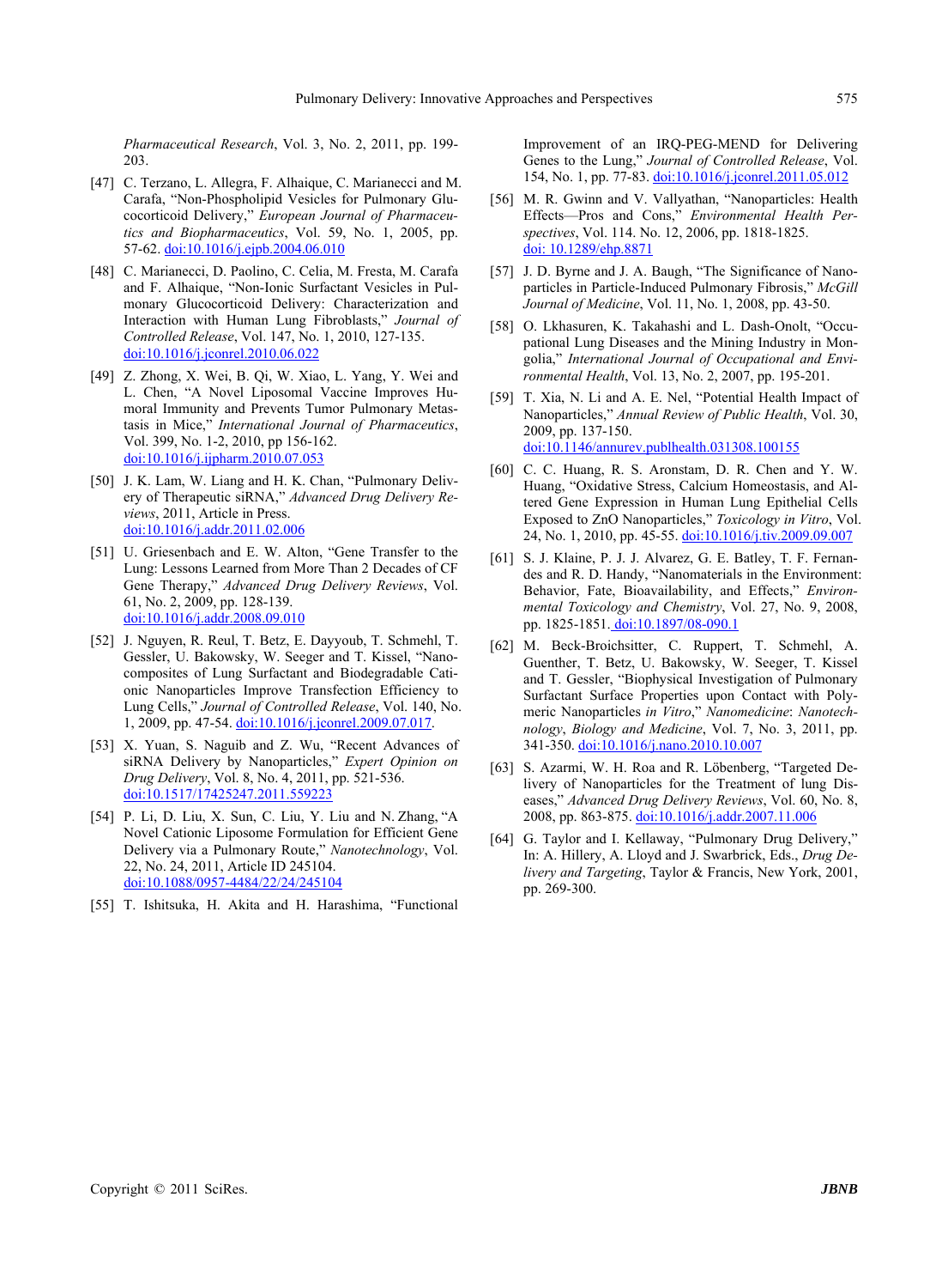*Pharmaceutical Research*, Vol. 3, No. 2, 2011, pp. 199-203.

[47] C. Terzano, L. Allegra, F. Alhaique, C. Marianecci and M. Carafa, "Non-Phospholipid Vesicles for Pulmonary Glucocorticoid Delivery," *European Journal of Pharmaceutics and Biopharmaceutics*, Vol. 59, No. 1, 2005, pp. 57-62. doi:10.1016/j.ejpb.2004.06.010

[48] C. Marianecci, D. Paolino, C. Celia, M. Fresta, M. Carafa and F. Alhaique, "Non-Ionic Surfactant Vesicles in Pulmonary Glucocorticoid Delivery: Characterization and Interaction with Human Lung Fibroblasts," *Journal of Controlled Release*, Vol. 147, No. 1, 2010, 127-135. doi:10.1016/j.jconrel.2010.06.022

[49] Z. Zhong, X. Wei, B. Qi, W. Xiao, L. Yang, Y. Wei and L. Chen, "A Novel Liposomal Vaccine Improves Humoral Immunity and Prevents Tumor Pulmonary Metastasis in Mice," *International Journal of Pharmaceutics*, Vol. 399, No. 1-2, 2010, pp 156-162. doi:10.1016/j.ijpharm.2010.07.053

[50] J. K. Lam, W. Liang and H. K. Chan, "Pulmonary Delivery of Therapeutic siRNA," *Advanced Drug Delivery Reviews*, 2011, Article in Press. doi:10.1016/j.addr.2011.02.006

[51] U. Griesenbach and E. W. Alton, "Gene Transfer to the Lung: Lessons Learned from More Than 2 Decades of CF Gene Therapy," *Advanced Drug Delivery Reviews*, Vol. 61, No. 2, 2009, pp. 128-139. doi:10.1016/j.addr.2008.09.010

[52] J. Nguyen, R. Reul, T. Betz, E. Dayyoub, T. Schmehl, T. Gessler, U. Bakowsky, W. Seeger and T. Kissel, "Nanocomposites of Lung Surfactant and Biodegradable Cationic Nanoparticles Improve Transfection Efficiency to Lung Cells," *Journal of Controlled Release*, Vol. 140, No. 1, 2009, pp. 47-54. doi:10.1016/j.jconrel.2009.07.017.

[53] X. Yuan, S. Naguib and Z. Wu, "Recent Advances of siRNA Delivery by Nanoparticles," *Expert Opinion on Drug Delivery*, Vol. 8, No. 4, 2011, pp. 521-536. doi:10.1517/17425247.2011.559223

[54] P. Li, D. Liu, X. Sun, C. Liu, Y. Liu and N. Zhang, "A Novel Cationic Liposome Formulation for Efficient Gene Delivery via a Pulmonary Route," *Nanotechnology*, Vol. 22, No. 24, 2011, Article ID 245104. doi:10.1088/0957-4484/22/24/245104

[55] T. Ishitsuka, H. Akita and H. Harashima, "Functional Improvement of an IRQ-PEG-MEND for Delivering Genes to the Lung," *Journal of Controlled Release*, Vol. 154, No. 1, pp. 77-83. doi:10.1016/j.jconrel.2011.05.012

[56] M. R. Gwinn and V. Vallyathan, "Nanoparticles: Health Effects—Pros and Cons," *Environmental Health Perspectives*, Vol. 114. No. 12, 2006, pp. 1818-1825. doi: 10.1289/ehp.8871

[57] J. D. Byrne and J. A. Baugh, "The Significance of Nanoparticles in Particle-Induced Pulmonary Fibrosis," *McGill Journal of Medicine*, Vol. 11, No. 1, 2008, pp. 43-50.

[58] O. Lkhasuren, K. Takahashi and L. Dash-Onolt, "Occupational Lung Diseases and the Mining Industry in Mongolia," *International Journal of Occupational and Environmental Health*, Vol. 13, No. 2, 2007, pp. 195-201.

[59] T. Xia, N. Li and A. E. Nel, "Potential Health Impact of Nanoparticles," *Annual Review of Public Health*, Vol. 30, 2009, pp. 137-150. doi:10.1146/annurev.publhealth.031308.100155

[60] C. C. Huang, R. S. Aronstam, D. R. Chen and Y. W. Huang, "Oxidative Stress, Calcium Homeostasis, and Altered Gene Expression in Human Lung Epithelial Cells Exposed to ZnO Nanoparticles," *Toxicology in Vitro*, Vol. 24, No. 1, 2010, pp. 45-55. doi:10.1016/j.tiv.2009.09.007

[61] S. J. Klaine, P. J. J. Alvarez, G. E. Batley, T. F. Fernandes and R. D. Handy, "Nanomaterials in the Environment: Behavior, Fate, Bioavailability, and Effects," *Environmental Toxicology and Chemistry*, Vol. 27, No. 9, 2008, pp. 1825-1851. doi:10.1897/08-090.1

[62] M. Beck-Broichsitter, C. Ruppert, T. Schmehl, A. Guenther, T. Betz, U. Bakowsky, W. Seeger, T. Kissel and T. Gessler, "Biophysical Investigation of Pulmonary Surfactant Surface Properties upon Contact with Polymeric Nanoparticles *in Vitro*," *Nanomedicine*: *Nanotechnology*, *Biology and Medicine*, Vol. 7, No. 3, 2011, pp. 341-350. doi:10.1016/j.nano.2010.10.007

[63] S. Azarmi, W. H. Roa and R. Löbenberg, "Targeted Delivery of Nanoparticles for the Treatment of lung Diseases," *Advanced Drug Delivery Reviews*, Vol. 60, No. 8, 2008, pp. 863-875. doi:10.1016/j.addr.2007.11.006

[64] G. Taylor and I. Kellaway, "Pulmonary Drug Delivery," In: A. Hillery, A. Lloyd and J. Swarbrick, Eds., *Drug Delivery and Targeting*, Taylor & Francis, New York, 2001, pp. 269-300.